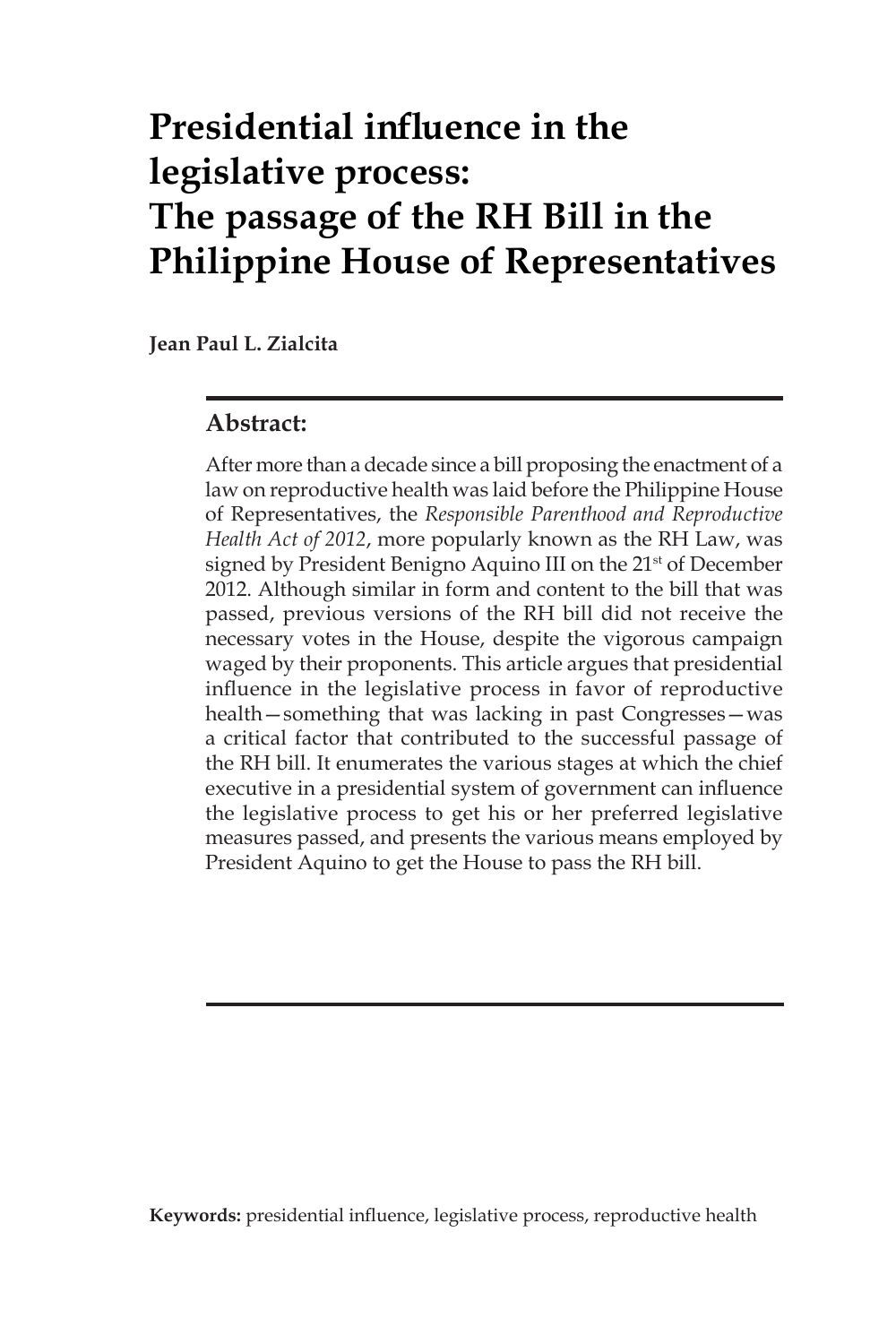# Presidential influence in the legislative process: The passage of the RH Bill in the Philippine House of Representatives

**Jean Paul L. Zialcita**

## Abstract:

After more than a decade since a bill proposing the enactment of a law on reproductive health was laid before the Philippine House of Representatives, the *Responsible Parenthood and Reproductive Health Act of 2012*, more popularly known as the RH Law, was signed by President Benigno Aquino III on the 21st of December 2012. Although similar in form and content to the bill that was passed, previous versions of the RH bill did not receive the necessary votes in the House, despite the vigorous campaign waged by their proponents. This article argues that presidential influence in the legislative process in favor of reproductive health—something that was lacking in past Congresses—was a critical factor that contributed to the successful passage of the RH bill. It enumerates the various stages at which the chief executive in a presidential system of government can influence the legislative process to get his or her preferred legislative measures passed, and presents the various means employed by President Aquino to get the House to pass the RH bill.

**Keywords:** presidential influence, legislative process, reproductive health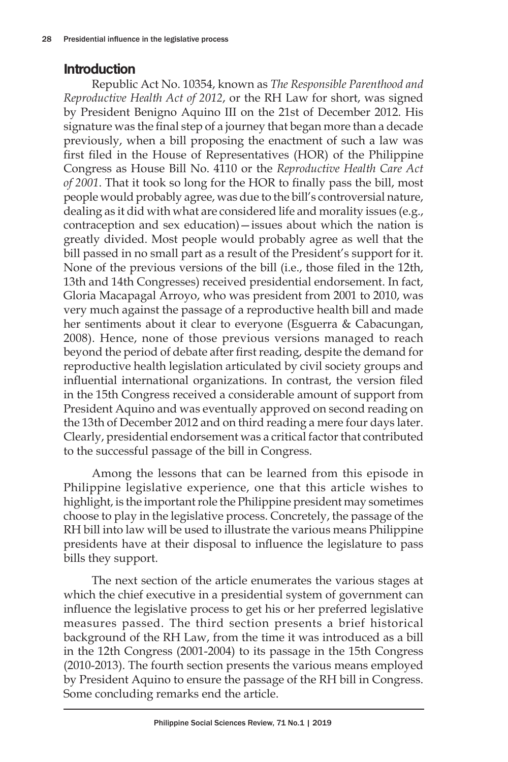## Introduction

Republic Act No. 10354, known as *The Responsible Parenthood and Reproductive Health Act of 2012*, or the RH Law for short, was signed by President Benigno Aquino III on the 21st of December 2012. His signature was the final step of a journey that began more than a decade previously, when a bill proposing the enactment of such a law was first filed in the House of Representatives (HOR) of the Philippine Congress as House Bill No. 4110 or the *Reproductive Health Care Act of 2001*. That it took so long for the HOR to finally pass the bill, most people would probably agree, was due to the bill's controversial nature, dealing as it did with what are considered life and morality issues (e.g., contraception and sex education)—issues about which the nation is greatly divided. Most people would probably agree as well that the bill passed in no small part as a result of the President's support for it. None of the previous versions of the bill (i.e., those filed in the 12th, 13th and 14th Congresses) received presidential endorsement. In fact, Gloria Macapagal Arroyo, who was president from 2001 to 2010, was very much against the passage of a reproductive health bill and made her sentiments about it clear to everyone (Esguerra & Cabacungan, 2008). Hence, none of those previous versions managed to reach beyond the period of debate after first reading, despite the demand for reproductive health legislation articulated by civil society groups and influential international organizations. In contrast, the version filed in the 15th Congress received a considerable amount of support from President Aquino and was eventually approved on second reading on the 13th of December 2012 and on third reading a mere four days later. Clearly, presidential endorsement was a critical factor that contributed to the successful passage of the bill in Congress.

Among the lessons that can be learned from this episode in Philippine legislative experience, one that this article wishes to highlight, is the important role the Philippine president may sometimes choose to play in the legislative process. Concretely, the passage of the RH bill into law will be used to illustrate the various means Philippine presidents have at their disposal to influence the legislature to pass bills they support.

The next section of the article enumerates the various stages at which the chief executive in a presidential system of government can influence the legislative process to get his or her preferred legislative measures passed. The third section presents a brief historical background of the RH Law, from the time it was introduced as a bill in the 12th Congress (2001-2004) to its passage in the 15th Congress (2010-2013). The fourth section presents the various means employed by President Aquino to ensure the passage of the RH bill in Congress. Some concluding remarks end the article.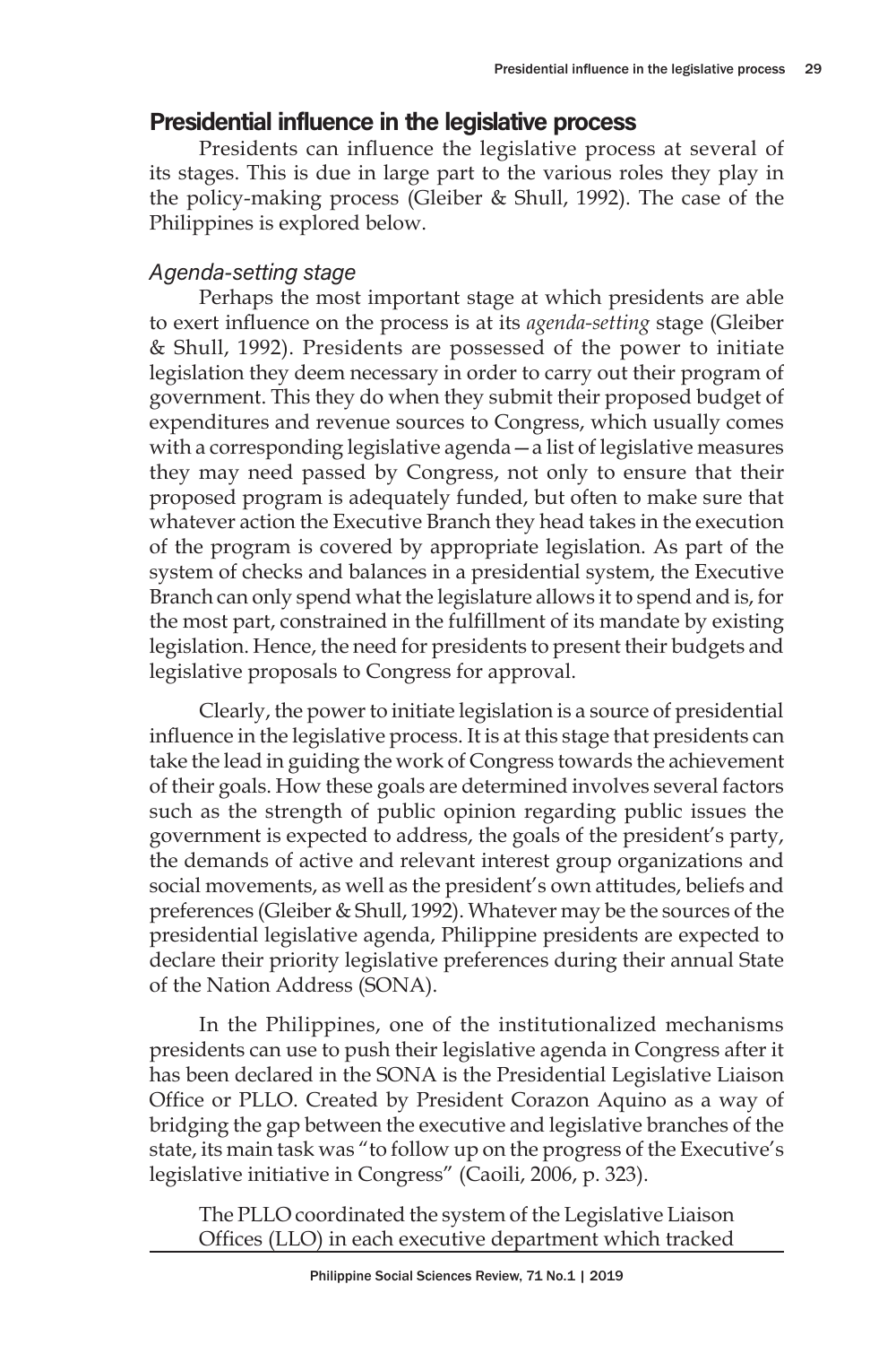## Presidential influence in the legislative process

Presidents can influence the legislative process at several of its stages. This is due in large part to the various roles they play in the policy-making process (Gleiber & Shull, 1992). The case of the Philippines is explored below.

### *Agenda-setting stage*

Perhaps the most important stage at which presidents are able to exert influence on the process is at its *agenda-setting* stage (Gleiber & Shull, 1992). Presidents are possessed of the power to initiate legislation they deem necessary in order to carry out their program of government. This they do when they submit their proposed budget of expenditures and revenue sources to Congress, which usually comes with a corresponding legislative agenda—a list of legislative measures they may need passed by Congress, not only to ensure that their proposed program is adequately funded, but often to make sure that whatever action the Executive Branch they head takes in the execution of the program is covered by appropriate legislation. As part of the system of checks and balances in a presidential system, the Executive Branch can only spend what the legislature allows it to spend and is, for the most part, constrained in the fulfillment of its mandate by existing legislation. Hence, the need for presidents to present their budgets and legislative proposals to Congress for approval.

Clearly, the power to initiate legislation is a source of presidential influence in the legislative process. It is at this stage that presidents can take the lead in guiding the work of Congress towards the achievement of their goals. How these goals are determined involves several factors such as the strength of public opinion regarding public issues the government is expected to address, the goals of the president's party, the demands of active and relevant interest group organizations and social movements, as well as the president's own attitudes, beliefs and preferences (Gleiber & Shull, 1992). Whatever may be the sources of the presidential legislative agenda, Philippine presidents are expected to declare their priority legislative preferences during their annual State of the Nation Address (SONA).

In the Philippines, one of the institutionalized mechanisms presidents can use to push their legislative agenda in Congress after it has been declared in the SONA is the Presidential Legislative Liaison Office or PLLO. Created by President Corazon Aquino as a way of bridging the gap between the executive and legislative branches of the state, its main task was "to follow up on the progress of the Executive's legislative initiative in Congress" (Caoili, 2006, p. 323).

> The PLLO coordinated the system of the Legislative Liaison Offices (LLO) in each executive department which tracked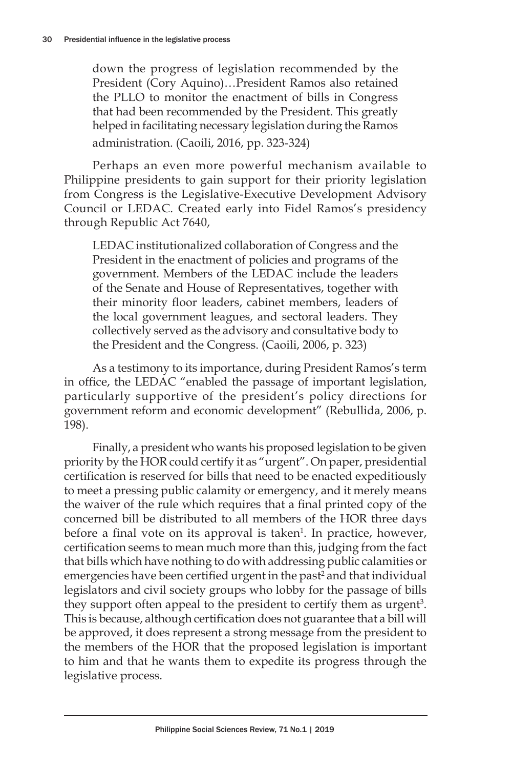> down the progress of legislation recommended by the President (Cory Aquino)…President Ramos also retained the PLLO to monitor the enactment of bills in Congress that had been recommended by the President. This greatly helped in facilitating necessary legislation during the Ramos administration. (Caoili, 2016, pp. 323-324)

Perhaps an even more powerful mechanism available to Philippine presidents to gain support for their priority legislation from Congress is the Legislative-Executive Development Advisory Council or LEDAC. Created early into Fidel Ramos's presidency through Republic Act 7640,

> LEDAC institutionalized collaboration of Congress and the President in the enactment of policies and programs of the government. Members of the LEDAC include the leaders of the Senate and House of Representatives, together with their minority floor leaders, cabinet members, leaders of the local government leagues, and sectoral leaders. They collectively served as the advisory and consultative body to the President and the Congress. (Caoili, 2006, p. 323)

As a testimony to its importance, during President Ramos's term in office, the LEDAC "enabled the passage of important legislation, particularly supportive of the president's policy directions for government reform and economic development" (Rebullida, 2006, p. 198).

Finally, a president who wants his proposed legislation to be given priority by the HOR could certify it as "urgent". On paper, presidential certification is reserved for bills that need to be enacted expeditiously to meet a pressing public calamity or emergency, and it merely means the waiver of the rule which requires that a final printed copy of the concerned bill be distributed to all members of the HOR three days before a final vote on its approval is taken[1]. In practice, however, certification seems to mean much more than this, judging from the fact that bills which have nothing to do with addressing public calamities or emergencies have been certified urgent in the past[2] and that individual legislators and civil society groups who lobby for the passage of bills they support often appeal to the president to certify them as urgent[3]. This is because, although certification does not guarantee that a bill will be approved, it does represent a strong message from the president to the members of the HOR that the proposed legislation is important to him and that he wants them to expedite its progress through the legislative process.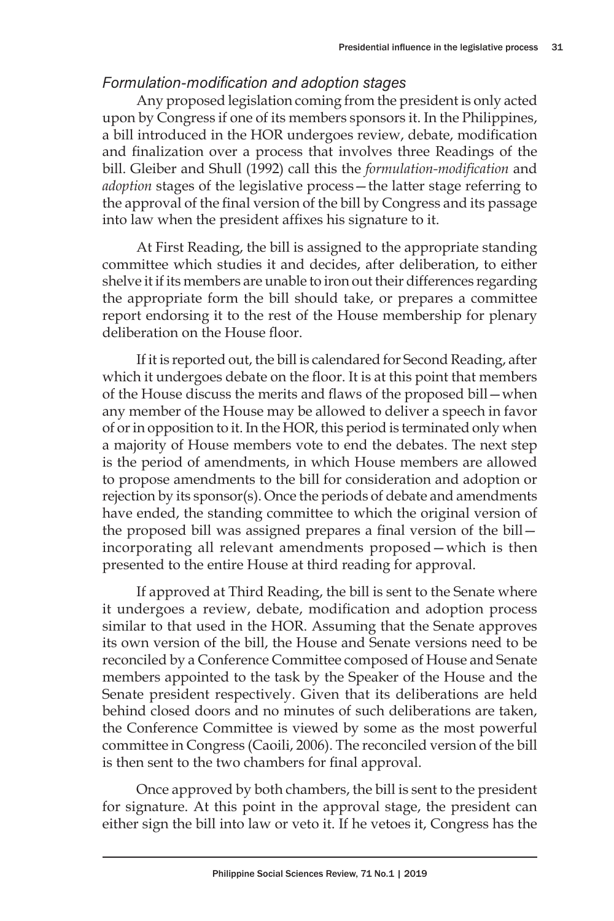### *Formulation-modification and adoption stages*

Any proposed legislation coming from the president is only acted upon by Congress if one of its members sponsors it. In the Philippines, a bill introduced in the HOR undergoes review, debate, modification and finalization over a process that involves three Readings of the bill. Gleiber and Shull (1992) call this the *formulation-modification* and *adoption* stages of the legislative process—the latter stage referring to the approval of the final version of the bill by Congress and its passage into law when the president affixes his signature to it.

At First Reading, the bill is assigned to the appropriate standing committee which studies it and decides, after deliberation, to either shelve it if its members are unable to iron out their differences regarding the appropriate form the bill should take, or prepares a committee report endorsing it to the rest of the House membership for plenary deliberation on the House floor.

If it is reported out, the bill is calendared for Second Reading, after which it undergoes debate on the floor. It is at this point that members of the House discuss the merits and flaws of the proposed bill—when any member of the House may be allowed to deliver a speech in favor of or in opposition to it. In the HOR, this period is terminated only when a majority of House members vote to end the debates. The next step is the period of amendments, in which House members are allowed to propose amendments to the bill for consideration and adoption or rejection by its sponsor(s). Once the periods of debate and amendments have ended, the standing committee to which the original version of the proposed bill was assigned prepares a final version of the bill—incorporating all relevant amendments proposed—which is then presented to the entire House at third reading for approval.

If approved at Third Reading, the bill is sent to the Senate where it undergoes a review, debate, modification and adoption process similar to that used in the HOR. Assuming that the Senate approves its own version of the bill, the House and Senate versions need to be reconciled by a Conference Committee composed of House and Senate members appointed to the task by the Speaker of the House and the Senate president respectively. Given that its deliberations are held behind closed doors and no minutes of such deliberations are taken, the Conference Committee is viewed by some as the most powerful committee in Congress (Caoili, 2006). The reconciled version of the bill is then sent to the two chambers for final approval.

Once approved by both chambers, the bill is sent to the president for signature. At this point in the approval stage, the president can either sign the bill into law or veto it. If he vetoes it, Congress has the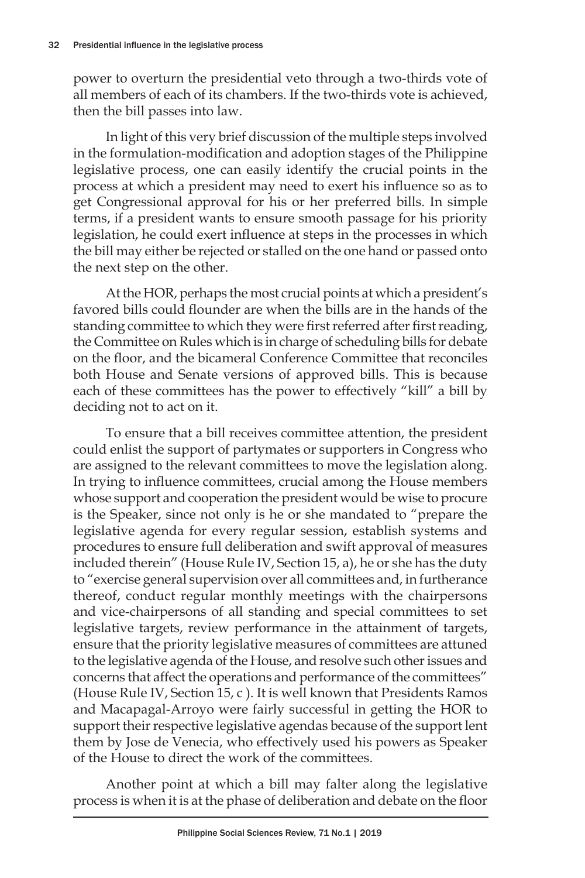power to overturn the presidential veto through a two-thirds vote of all members of each of its chambers. If the two-thirds vote is achieved, then the bill passes into law.

In light of this very brief discussion of the multiple steps involved in the formulation-modification and adoption stages of the Philippine legislative process, one can easily identify the crucial points in the process at which a president may need to exert his influence so as to get Congressional approval for his or her preferred bills. In simple terms, if a president wants to ensure smooth passage for his priority legislation, he could exert influence at steps in the processes in which the bill may either be rejected or stalled on the one hand or passed onto the next step on the other.

At the HOR, perhaps the most crucial points at which a president's favored bills could flounder are when the bills are in the hands of the standing committee to which they were first referred after first reading, the Committee on Rules which is in charge of scheduling bills for debate on the floor, and the bicameral Conference Committee that reconciles both House and Senate versions of approved bills. This is because each of these committees has the power to effectively "kill" a bill by deciding not to act on it.

To ensure that a bill receives committee attention, the president could enlist the support of partymates or supporters in Congress who are assigned to the relevant committees to move the legislation along. In trying to influence committees, crucial among the House members whose support and cooperation the president would be wise to procure is the Speaker, since not only is he or she mandated to "prepare the legislative agenda for every regular session, establish systems and procedures to ensure full deliberation and swift approval of measures included therein" (House Rule IV, Section 15, a), he or she has the duty to "exercise general supervision over all committees and, in furtherance thereof, conduct regular monthly meetings with the chairpersons and vice-chairpersons of all standing and special committees to set legislative targets, review performance in the attainment of targets, ensure that the priority legislative measures of committees are attuned to the legislative agenda of the House, and resolve such other issues and concerns that affect the operations and performance of the committees" (House Rule IV, Section 15, c ). It is well known that Presidents Ramos and Macapagal-Arroyo were fairly successful in getting the HOR to support their respective legislative agendas because of the support lent them by Jose de Venecia, who effectively used his powers as Speaker of the House to direct the work of the committees.

Another point at which a bill may falter along the legislative process is when it is at the phase of deliberation and debate on the floor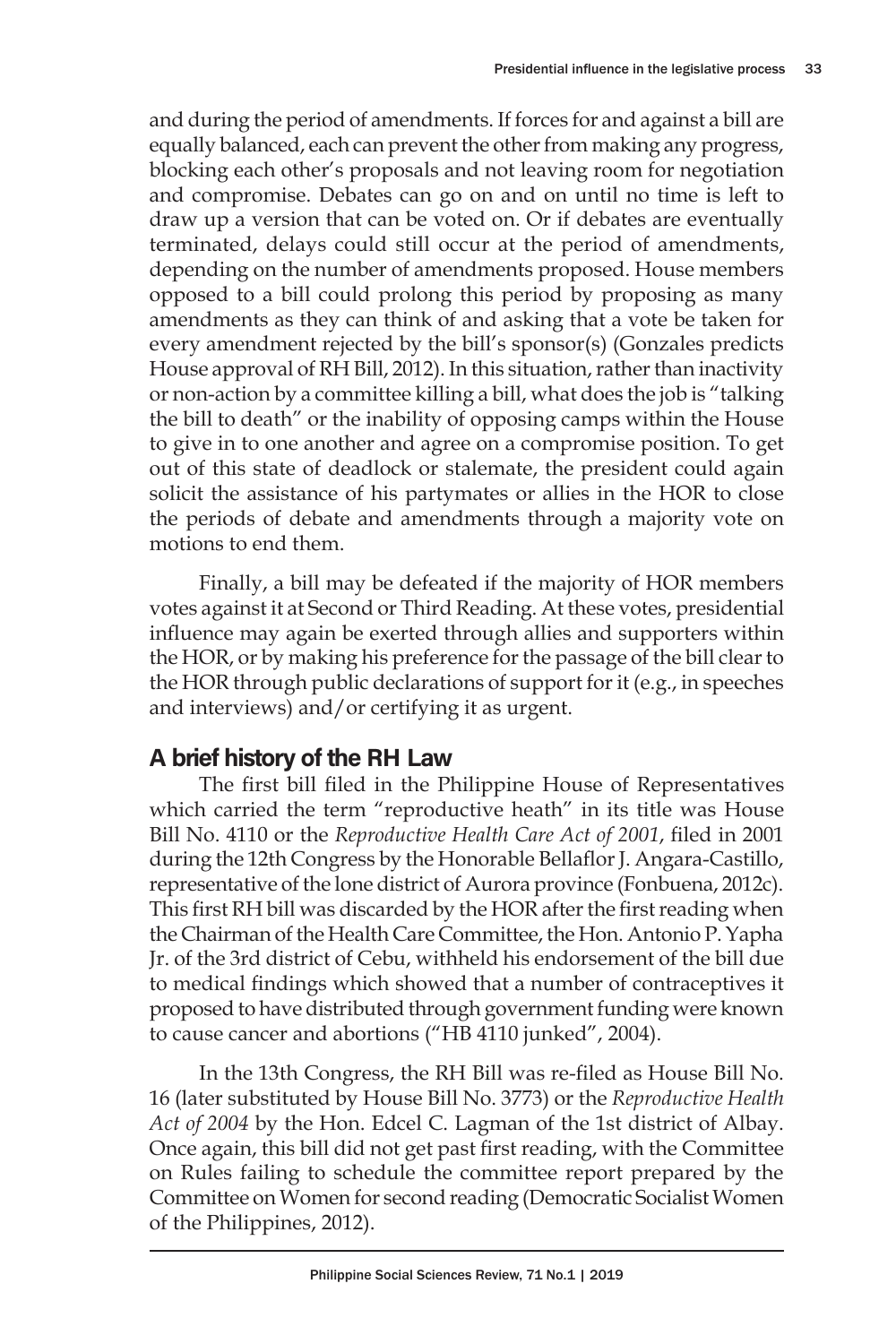and during the period of amendments. If forces for and against a bill are equally balanced, each can prevent the other from making any progress, blocking each other's proposals and not leaving room for negotiation and compromise. Debates can go on and on until no time is left to draw up a version that can be voted on. Or if debates are eventually terminated, delays could still occur at the period of amendments, depending on the number of amendments proposed. House members opposed to a bill could prolong this period by proposing as many amendments as they can think of and asking that a vote be taken for every amendment rejected by the bill's sponsor(s) (Gonzales predicts House approval of RH Bill, 2012). In this situation, rather than inactivity or non-action by a committee killing a bill, what does the job is "talking the bill to death" or the inability of opposing camps within the House to give in to one another and agree on a compromise position. To get out of this state of deadlock or stalemate, the president could again solicit the assistance of his partymates or allies in the HOR to close the periods of debate and amendments through a majority vote on motions to end them.

Finally, a bill may be defeated if the majority of HOR members votes against it at Second or Third Reading. At these votes, presidential influence may again be exerted through allies and supporters within the HOR, or by making his preference for the passage of the bill clear to the HOR through public declarations of support for it (e.g., in speeches and interviews) and/or certifying it as urgent.

## A brief history of the RH Law

The first bill filed in the Philippine House of Representatives which carried the term "reproductive heath" in its title was House Bill No. 4110 or the *Reproductive Health Care Act of 2001*, filed in 2001 during the 12th Congress by the Honorable Bellaflor J. Angara-Castillo, representative of the lone district of Aurora province (Fonbuena, 2012c). This first RH bill was discarded by the HOR after the first reading when the Chairman of the Health Care Committee, the Hon. Antonio P. Yapha Jr. of the 3rd district of Cebu, withheld his endorsement of the bill due to medical findings which showed that a number of contraceptives it proposed to have distributed through government funding were known to cause cancer and abortions ("HB 4110 junked", 2004).

In the 13th Congress, the RH Bill was re-filed as House Bill No. 16 (later substituted by House Bill No. 3773) or the *Reproductive Health Act of 2004* by the Hon. Edcel C. Lagman of the 1st district of Albay. Once again, this bill did not get past first reading, with the Committee on Rules failing to schedule the committee report prepared by the Committee on Women for second reading (Democratic Socialist Women of the Philippines, 2012).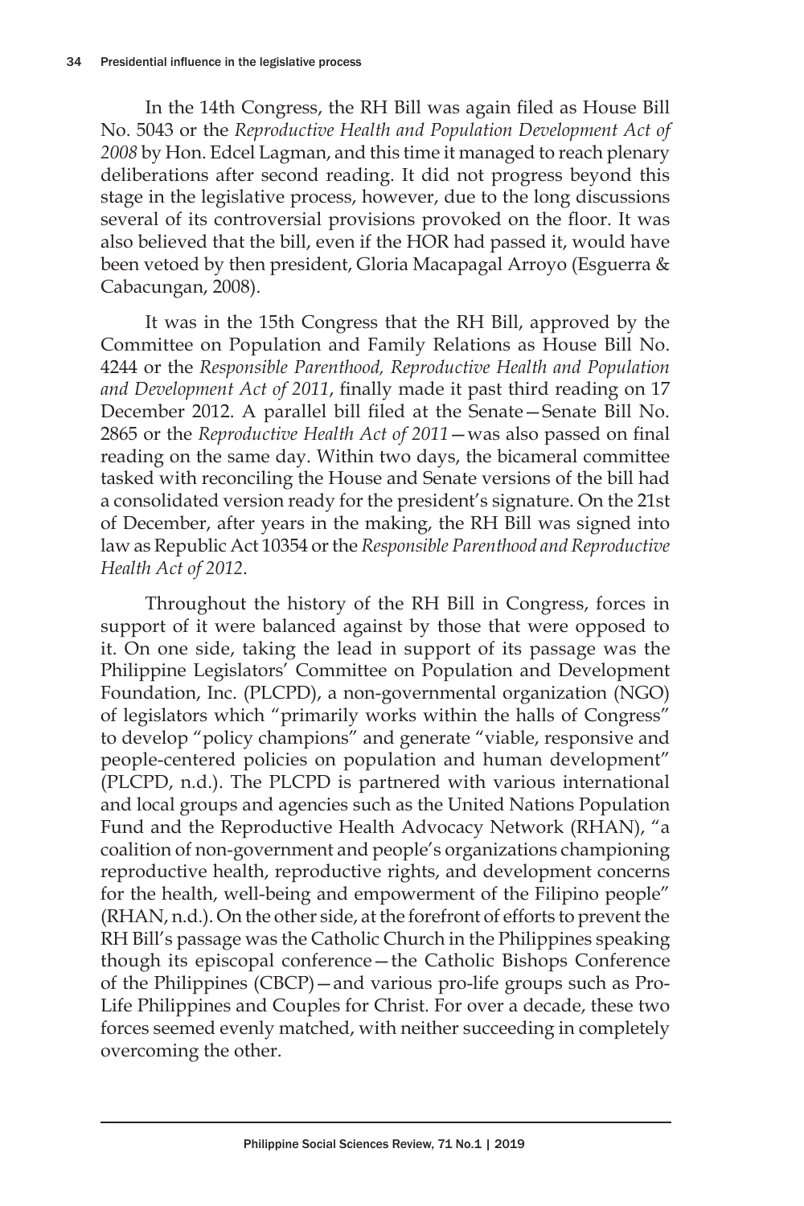In the 14th Congress, the RH Bill was again filed as House Bill No. 5043 or the *Reproductive Health and Population Development Act of 2008* by Hon. Edcel Lagman, and this time it managed to reach plenary deliberations after second reading. It did not progress beyond this stage in the legislative process, however, due to the long discussions several of its controversial provisions provoked on the floor. It was also believed that the bill, even if the HOR had passed it, would have been vetoed by then president, Gloria Macapagal Arroyo (Esguerra & Cabacungan, 2008).

It was in the 15th Congress that the RH Bill, approved by the Committee on Population and Family Relations as House Bill No. 4244 or the *Responsible Parenthood, Reproductive Health and Population and Development Act of 2011*, finally made it past third reading on 17 December 2012. A parallel bill filed at the Senate—Senate Bill No. 2865 or the *Reproductive Health Act of 2011*—was also passed on final reading on the same day. Within two days, the bicameral committee tasked with reconciling the House and Senate versions of the bill had a consolidated version ready for the president's signature. On the 21st of December, after years in the making, the RH Bill was signed into law as Republic Act 10354 or the *Responsible Parenthood and Reproductive Health Act of 2012*.

Throughout the history of the RH Bill in Congress, forces in support of it were balanced against by those that were opposed to it. On one side, taking the lead in support of its passage was the Philippine Legislators' Committee on Population and Development Foundation, Inc. (PLCPD), a non-governmental organization (NGO) of legislators which "primarily works within the halls of Congress" to develop "policy champions" and generate "viable, responsive and people-centered policies on population and human development" (PLCPD, n.d.). The PLCPD is partnered with various international and local groups and agencies such as the United Nations Population Fund and the Reproductive Health Advocacy Network (RHAN), "a coalition of non-government and people's organizations championing reproductive health, reproductive rights, and development concerns for the health, well-being and empowerment of the Filipino people" (RHAN, n.d.). On the other side, at the forefront of efforts to prevent the RH Bill's passage was the Catholic Church in the Philippines speaking though its episcopal conference—the Catholic Bishops Conference of the Philippines (CBCP)—and various pro-life groups such as Pro-Life Philippines and Couples for Christ. For over a decade, these two forces seemed evenly matched, with neither succeeding in completely overcoming the other.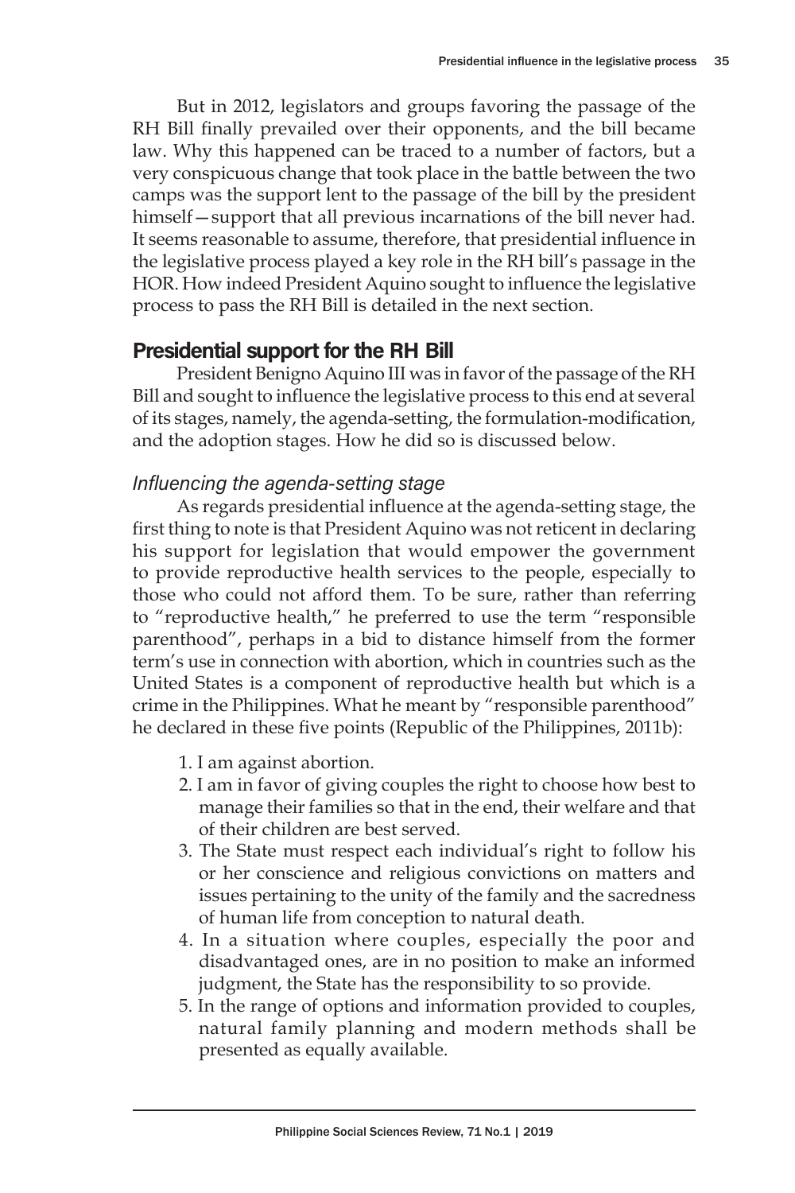But in 2012, legislators and groups favoring the passage of the RH Bill finally prevailed over their opponents, and the bill became law. Why this happened can be traced to a number of factors, but a very conspicuous change that took place in the battle between the two camps was the support lent to the passage of the bill by the president himself—support that all previous incarnations of the bill never had. It seems reasonable to assume, therefore, that presidential influence in the legislative process played a key role in the RH bill's passage in the HOR. How indeed President Aquino sought to influence the legislative process to pass the RH Bill is detailed in the next section.

## Presidential support for the RH Bill

President Benigno Aquino III was in favor of the passage of the RH Bill and sought to influence the legislative process to this end at several of its stages, namely, the agenda-setting, the formulation-modification, and the adoption stages. How he did so is discussed below.

### *Influencing the agenda-setting stage*

As regards presidential influence at the agenda-setting stage, the first thing to note is that President Aquino was not reticent in declaring his support for legislation that would empower the government to provide reproductive health services to the people, especially to those who could not afford them. To be sure, rather than referring to "reproductive health," he preferred to use the term "responsible parenthood", perhaps in a bid to distance himself from the former term's use in connection with abortion, which in countries such as the United States is a component of reproductive health but which is a crime in the Philippines. What he meant by "responsible parenthood" he declared in these five points (Republic of the Philippines, 2011b):

1. I am against abortion.
2. I am in favor of giving couples the right to choose how best to manage their families so that in the end, their welfare and that of their children are best served.
3. The State must respect each individual's right to follow his or her conscience and religious convictions on matters and issues pertaining to the unity of the family and the sacredness of human life from conception to natural death.
4. In a situation where couples, especially the poor and disadvantaged ones, are in no position to make an informed judgment, the State has the responsibility to so provide.
5. In the range of options and information provided to couples, natural family planning and modern methods shall be presented as equally available.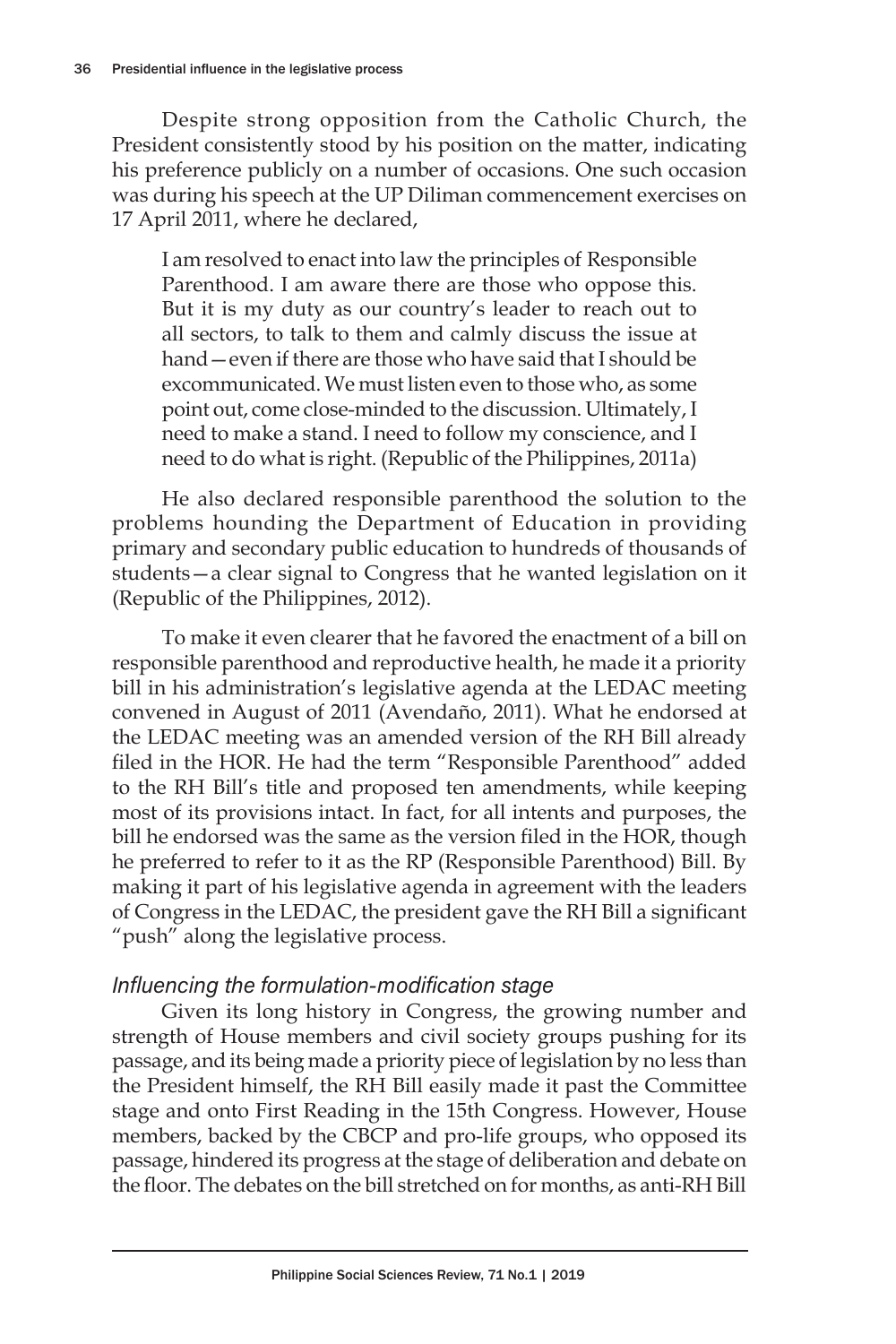Despite strong opposition from the Catholic Church, the President consistently stood by his position on the matter, indicating his preference publicly on a number of occasions. One such occasion was during his speech at the UP Diliman commencement exercises on 17 April 2011, where he declared,

> I am resolved to enact into law the principles of Responsible Parenthood. I am aware there are those who oppose this. But it is my duty as our country's leader to reach out to all sectors, to talk to them and calmly discuss the issue at hand—even if there are those who have said that I should be excommunicated. We must listen even to those who, as some point out, come close-minded to the discussion. Ultimately, I need to make a stand. I need to follow my conscience, and I need to do what is right. (Republic of the Philippines, 2011a)

He also declared responsible parenthood the solution to the problems hounding the Department of Education in providing primary and secondary public education to hundreds of thousands of students—a clear signal to Congress that he wanted legislation on it (Republic of the Philippines, 2012).

To make it even clearer that he favored the enactment of a bill on responsible parenthood and reproductive health, he made it a priority bill in his administration's legislative agenda at the LEDAC meeting convened in August of 2011 (Avendaño, 2011). What he endorsed at the LEDAC meeting was an amended version of the RH Bill already filed in the HOR. He had the term "Responsible Parenthood" added to the RH Bill's title and proposed ten amendments, while keeping most of its provisions intact. In fact, for all intents and purposes, the bill he endorsed was the same as the version filed in the HOR, though he preferred to refer to it as the RP (Responsible Parenthood) Bill. By making it part of his legislative agenda in agreement with the leaders of Congress in the LEDAC, the president gave the RH Bill a significant "push" along the legislative process.

### *Influencing the formulation-modification stage*

Given its long history in Congress, the growing number and strength of House members and civil society groups pushing for its passage, and its being made a priority piece of legislation by no less than the President himself, the RH Bill easily made it past the Committee stage and onto First Reading in the 15th Congress. However, House members, backed by the CBCP and pro-life groups, who opposed its passage, hindered its progress at the stage of deliberation and debate on the floor. The debates on the bill stretched on for months, as anti-RH Bill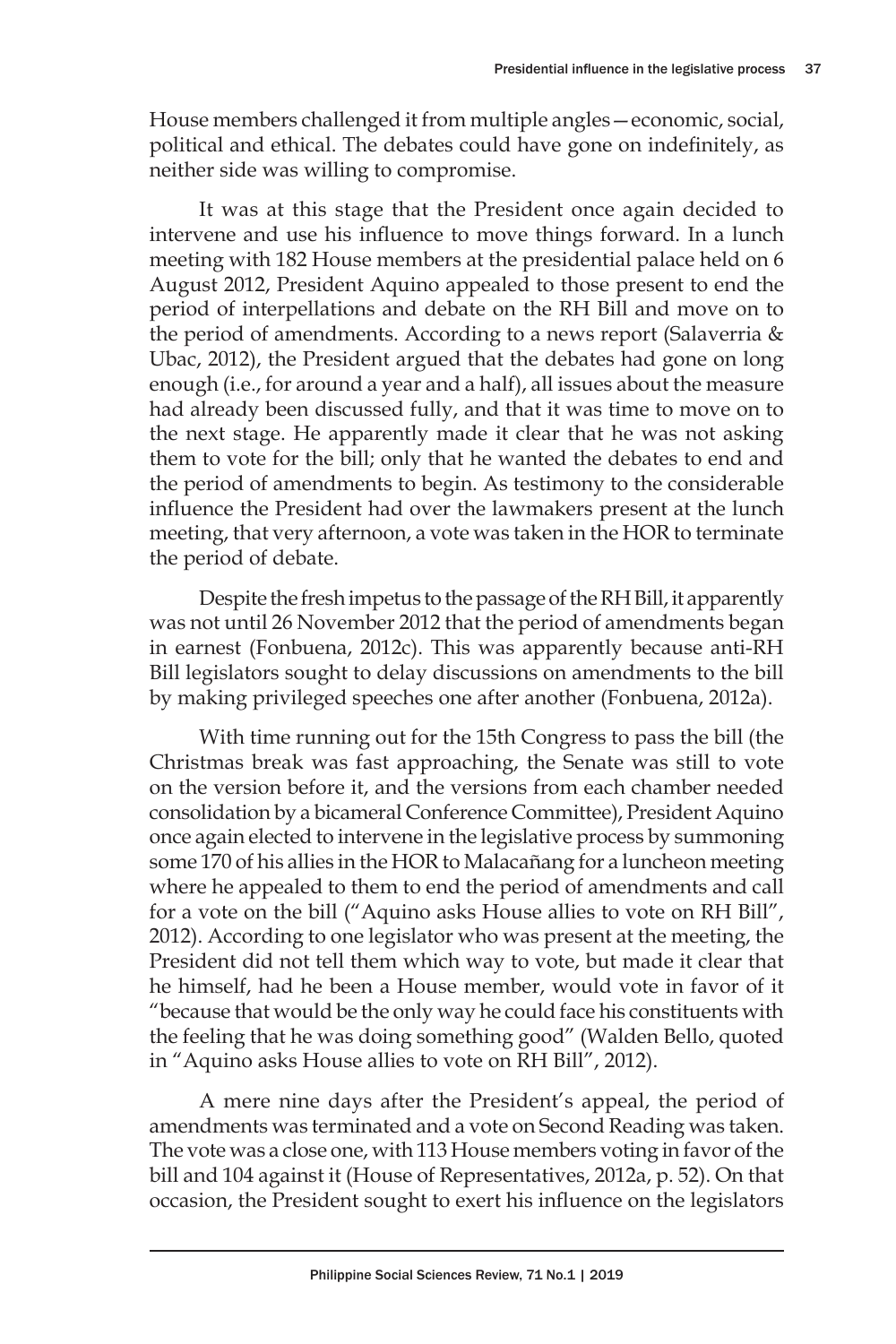House members challenged it from multiple angles—economic, social, political and ethical. The debates could have gone on indefinitely, as neither side was willing to compromise.

It was at this stage that the President once again decided to intervene and use his influence to move things forward. In a lunch meeting with 182 House members at the presidential palace held on 6 August 2012, President Aquino appealed to those present to end the period of interpellations and debate on the RH Bill and move on to the period of amendments. According to a news report (Salaverria & Ubac, 2012), the President argued that the debates had gone on long enough (i.e., for around a year and a half), all issues about the measure had already been discussed fully, and that it was time to move on to the next stage. He apparently made it clear that he was not asking them to vote for the bill; only that he wanted the debates to end and the period of amendments to begin. As testimony to the considerable influence the President had over the lawmakers present at the lunch meeting, that very afternoon, a vote was taken in the HOR to terminate the period of debate.

Despite the fresh impetus to the passage of the RH Bill, it apparently was not until 26 November 2012 that the period of amendments began in earnest (Fonbuena, 2012c). This was apparently because anti-RH Bill legislators sought to delay discussions on amendments to the bill by making privileged speeches one after another (Fonbuena, 2012a).

With time running out for the 15th Congress to pass the bill (the Christmas break was fast approaching, the Senate was still to vote on the version before it, and the versions from each chamber needed consolidation by a bicameral Conference Committee), President Aquino once again elected to intervene in the legislative process by summoning some 170 of his allies in the HOR to Malacañang for a luncheon meeting where he appealed to them to end the period of amendments and call for a vote on the bill ("Aquino asks House allies to vote on RH Bill", 2012). According to one legislator who was present at the meeting, the President did not tell them which way to vote, but made it clear that he himself, had he been a House member, would vote in favor of it "because that would be the only way he could face his constituents with the feeling that he was doing something good" (Walden Bello, quoted in "Aquino asks House allies to vote on RH Bill", 2012).

A mere nine days after the President's appeal, the period of amendments was terminated and a vote on Second Reading was taken. The vote was a close one, with 113 House members voting in favor of the bill and 104 against it (House of Representatives, 2012a, p. 52). On that occasion, the President sought to exert his influence on the legislators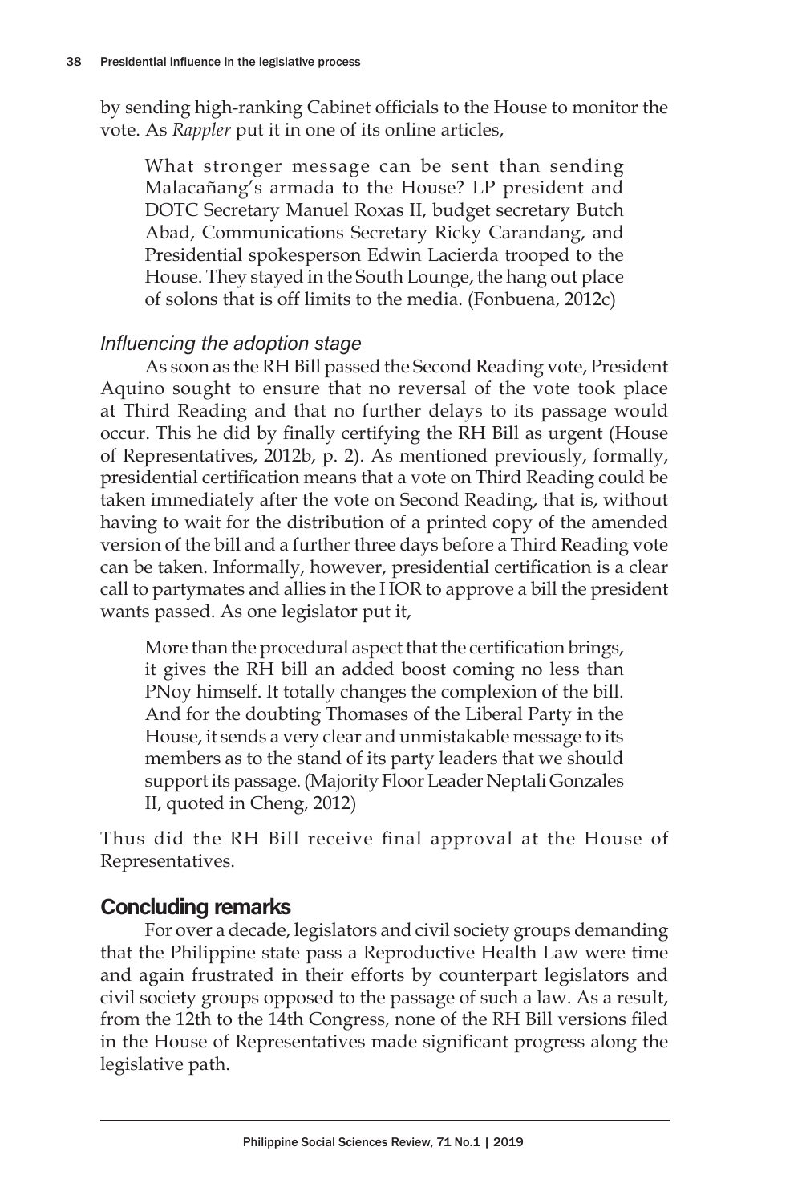by sending high-ranking Cabinet officials to the House to monitor the vote. As *Rappler* put it in one of its online articles,

> What stronger message can be sent than sending Malacañang's armada to the House? LP president and DOTC Secretary Manuel Roxas II, budget secretary Butch Abad, Communications Secretary Ricky Carandang, and Presidential spokesperson Edwin Lacierda trooped to the House. They stayed in the South Lounge, the hang out place of solons that is off limits to the media. (Fonbuena, 2012c)

### *Influencing the adoption stage*

As soon as the RH Bill passed the Second Reading vote, President Aquino sought to ensure that no reversal of the vote took place at Third Reading and that no further delays to its passage would occur. This he did by finally certifying the RH Bill as urgent (House of Representatives, 2012b, p. 2). As mentioned previously, formally, presidential certification means that a vote on Third Reading could be taken immediately after the vote on Second Reading, that is, without having to wait for the distribution of a printed copy of the amended version of the bill and a further three days before a Third Reading vote can be taken. Informally, however, presidential certification is a clear call to partymates and allies in the HOR to approve a bill the president wants passed. As one legislator put it,

> More than the procedural aspect that the certification brings, it gives the RH bill an added boost coming no less than PNoy himself. It totally changes the complexion of the bill. And for the doubting Thomases of the Liberal Party in the House, it sends a very clear and unmistakable message to its members as to the stand of its party leaders that we should support its passage. (Majority Floor Leader Neptali Gonzales II, quoted in Cheng, 2012)

Thus did the RH Bill receive final approval at the House of Representatives.

## Concluding remarks

For over a decade, legislators and civil society groups demanding that the Philippine state pass a Reproductive Health Law were time and again frustrated in their efforts by counterpart legislators and civil society groups opposed to the passage of such a law. As a result, from the 12th to the 14th Congress, none of the RH Bill versions filed in the House of Representatives made significant progress along the legislative path.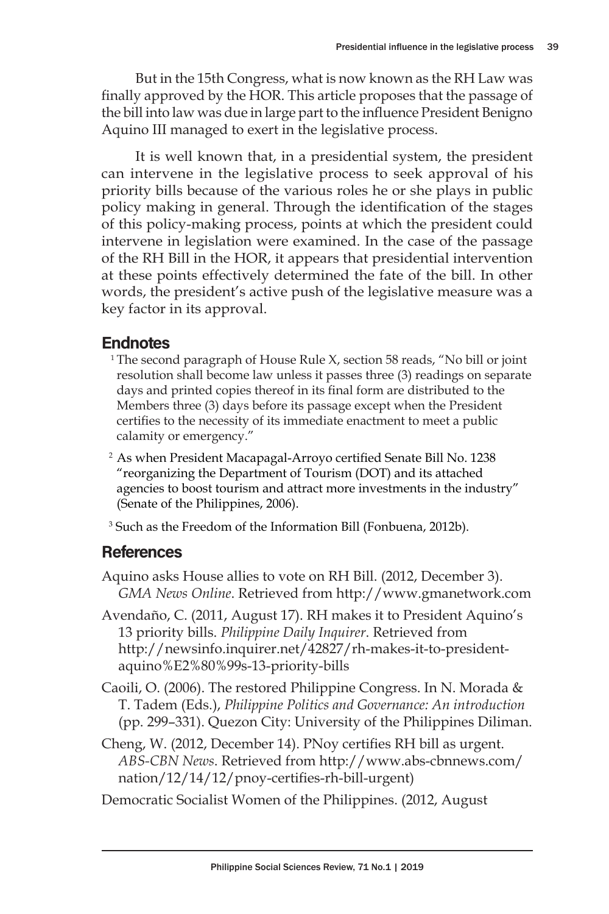But in the 15th Congress, what is now known as the RH Law was finally approved by the HOR. This article proposes that the passage of the bill into law was due in large part to the influence President Benigno Aquino III managed to exert in the legislative process.

It is well known that, in a presidential system, the president can intervene in the legislative process to seek approval of his priority bills because of the various roles he or she plays in public policy making in general. Through the identification of the stages of this policy-making process, points at which the president could intervene in legislation were examined. In the case of the passage of the RH Bill in the HOR, it appears that presidential intervention at these points effectively determined the fate of the bill. In other words, the president's active push of the legislative measure was a key factor in its approval.

## Endnotes

[1] The second paragraph of House Rule X, section 58 reads, "No bill or joint resolution shall become law unless it passes three (3) readings on separate days and printed copies thereof in its final form are distributed to the Members three (3) days before its passage except when the President certifies to the necessity of its immediate enactment to meet a public calamity or emergency."

[2] As when President Macapagal-Arroyo certified Senate Bill No. 1238 "reorganizing the Department of Tourism (DOT) and its attached agencies to boost tourism and attract more investments in the industry" (Senate of the Philippines, 2006).

[3] Such as the Freedom of the Information Bill (Fonbuena, 2012b).

## References

Aquino asks House allies to vote on RH Bill. (2012, December 3). *GMA News Online*. Retrieved from http://www.gmanetwork.com

Avendaño, C. (2011, August 17). RH makes it to President Aquino's 13 priority bills. *Philippine Daily Inquirer*. Retrieved from http://newsinfo.inquirer.net/42827/rh-makes-it-to-president-aquino%E2%80%99s-13-priority-bills

Caoili, O. (2006). The restored Philippine Congress. In N. Morada & T. Tadem (Eds.), *Philippine Politics and Governance: An introduction* (pp. 299–331). Quezon City: University of the Philippines Diliman.

Cheng, W. (2012, December 14). PNoy certifies RH bill as urgent. *ABS-CBN News*. Retrieved from http://www.abs-cbnnews.com/nation/12/14/12/pnoy-certifies-rh-bill-urgent)

Democratic Socialist Women of the Philippines. (2012, August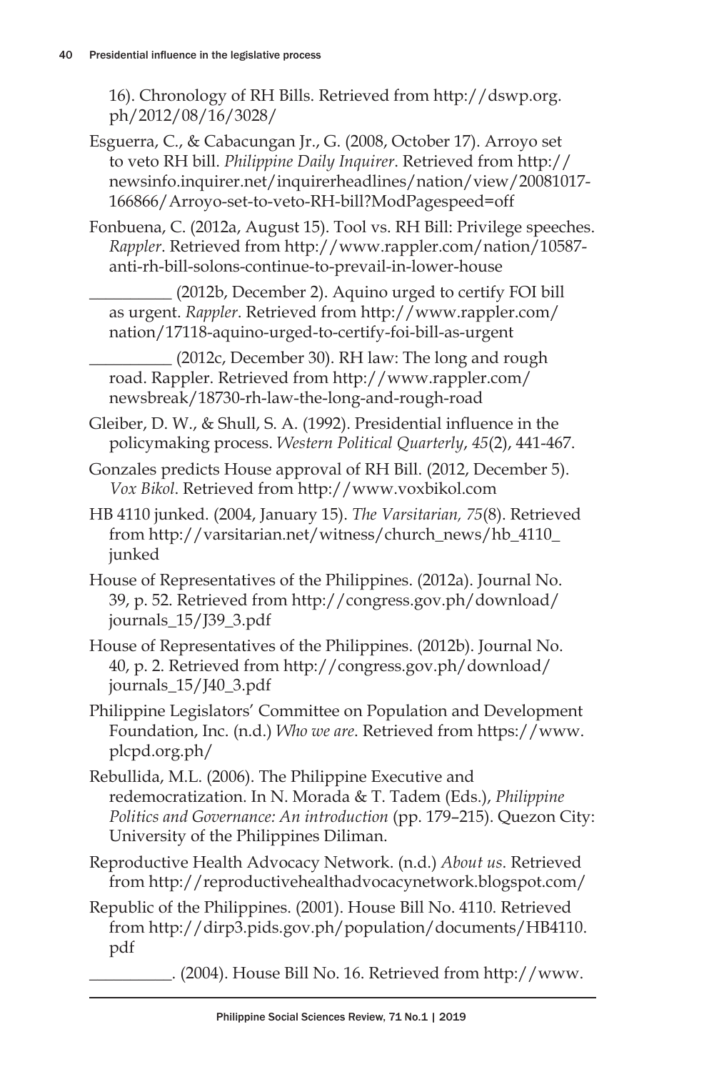16). Chronology of RH Bills. Retrieved from http://dswp.org.ph/2012/08/16/3028/

Esguerra, C., & Cabacungan Jr., G. (2008, October 17). Arroyo set to veto RH bill. *Philippine Daily Inquirer*. Retrieved from http://newsinfo.inquirer.net/inquirerheadlines/nation/view/20081017-166866/Arroyo-set-to-veto-RH-bill?ModPagespeed=off

Fonbuena, C. (2012a, August 15). Tool vs. RH Bill: Privilege speeches. *Rappler*. Retrieved from http://www.rappler.com/nation/10587-anti-rh-bill-solons-continue-to-prevail-in-lower-house

__________ (2012b, December 2). Aquino urged to certify FOI bill as urgent. *Rappler*. Retrieved from http://www.rappler.com/nation/17118-aquino-urged-to-certify-foi-bill-as-urgent

__________ (2012c, December 30). RH law: The long and rough road. Rappler. Retrieved from http://www.rappler.com/newsbreak/18730-rh-law-the-long-and-rough-road

Gleiber, D. W., & Shull, S. A. (1992). Presidential influence in the policymaking process. *Western Political Quarterly*, *45*(2), 441-467.

Gonzales predicts House approval of RH Bill. (2012, December 5). *Vox Bikol*. Retrieved from http://www.voxbikol.com

HB 4110 junked. (2004, January 15). *The Varsitarian, 75*(8). Retrieved from http://varsitarian.net/witness/church_news/hb_4110_junked

House of Representatives of the Philippines. (2012a). Journal No. 39, p. 52. Retrieved from http://congress.gov.ph/download/journals_15/J39_3.pdf

House of Representatives of the Philippines. (2012b). Journal No. 40, p. 2. Retrieved from http://congress.gov.ph/download/journals_15/J40_3.pdf

Philippine Legislators' Committee on Population and Development Foundation, Inc. (n.d.) *Who we are*. Retrieved from https://www.plcpd.org.ph/

Rebullida, M.L. (2006). The Philippine Executive and redemocratization. In N. Morada & T. Tadem (Eds.), *Philippine Politics and Governance: An introduction* (pp. 179–215). Quezon City: University of the Philippines Diliman.

Reproductive Health Advocacy Network. (n.d.) *About us*. Retrieved from http://reproductivehealthadvocacynetwork.blogspot.com/

Republic of the Philippines. (2001). House Bill No. 4110. Retrieved from http://dirp3.pids.gov.ph/population/documents/HB4110.pdf

__________. (2004). House Bill No. 16. Retrieved from http://www.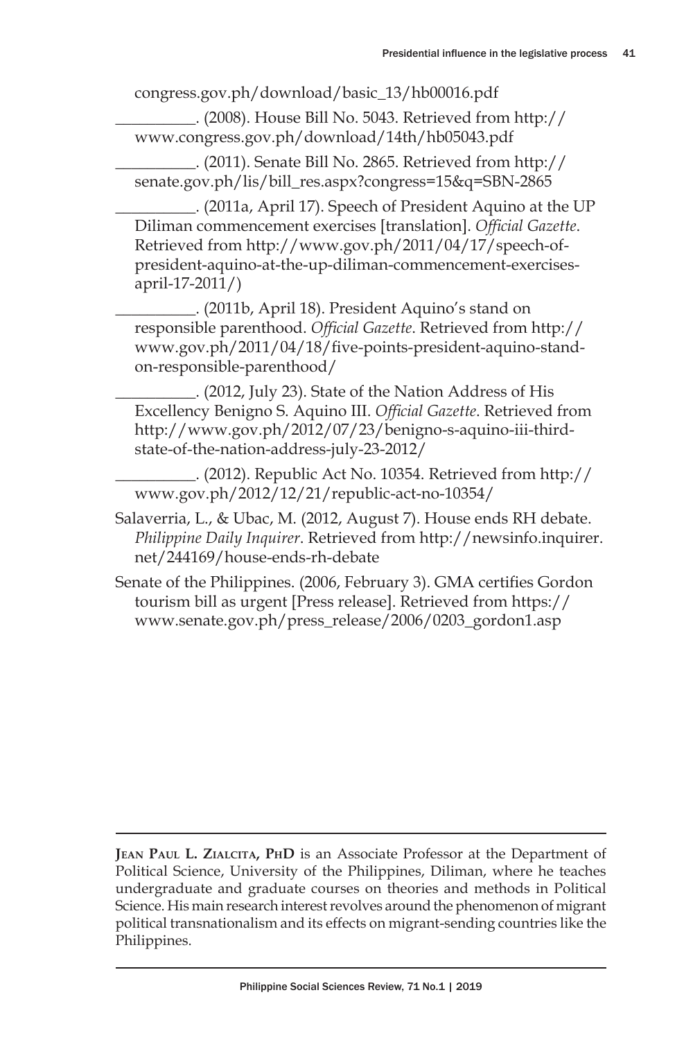congress.gov.ph/download/basic_13/hb00016.pdf

__________. (2008). House Bill No. 5043. Retrieved from http://www.congress.gov.ph/download/14th/hb05043.pdf

__________. (2011). Senate Bill No. 2865. Retrieved from http://senate.gov.ph/lis/bill_res.aspx?congress=15&q=SBN-2865

__________. (2011a, April 17). Speech of President Aquino at the UP Diliman commencement exercises [translation]. *Official Gazette*. Retrieved from http://www.gov.ph/2011/04/17/speech-of-president-aquino-at-the-up-diliman-commencement-exercises-april-17-2011/)

__________. (2011b, April 18). President Aquino's stand on responsible parenthood. *Official Gazette*. Retrieved from http://www.gov.ph/2011/04/18/five-points-president-aquino-stand-on-responsible-parenthood/

__________. (2012, July 23). State of the Nation Address of His Excellency Benigno S. Aquino III. *Official Gazette*. Retrieved from http://www.gov.ph/2012/07/23/benigno-s-aquino-iii-third-state-of-the-nation-address-july-23-2012/

__________. (2012). Republic Act No. 10354. Retrieved from http://www.gov.ph/2012/12/21/republic-act-no-10354/

Salaverria, L., & Ubac, M. (2012, August 7). House ends RH debate. *Philippine Daily Inquirer*. Retrieved from http://newsinfo.inquirer.net/244169/house-ends-rh-debate

Senate of the Philippines. (2006, February 3). GMA certifies Gordon tourism bill as urgent [Press release]. Retrieved from https://www.senate.gov.ph/press_release/2006/0203_gordon1.asp

---

**Jean Paul L. Zialcita, PhD** is an Associate Professor at the Department of Political Science, University of the Philippines, Diliman, where he teaches undergraduate and graduate courses on theories and methods in Political Science. His main research interest revolves around the phenomenon of migrant political transnationalism and its effects on migrant-sending countries like the Philippines.